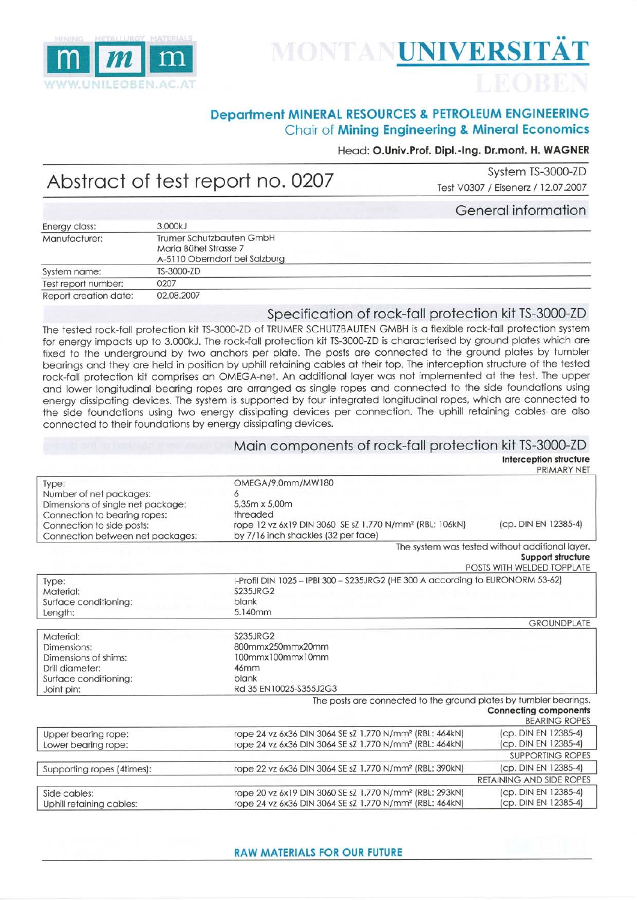# MONTANUNIVERSITÄT LEOBEN

**Department MINERAL RESOURCES & PETROLEUM ENGINEERING**
Chair of **Mining Engineering & Mineral Economics**

Head: **O.Univ.Prof. Dipl.-Ing. Dr.mont. H. WAGNER**

## Abstract of test report no. 0207

System TS-3000-ZD
Test V0307 / Eisenerz / 12.07.2007

### General information

| | |
|---|---|
| Energy class: | 3.000kJ |
| Manufacturer: | Trumer Schutzbauten GmbH<br>Maria Bühel Strasse 7<br>A-5110 Oberndorf bei Salzburg |
| System name: | TS-3000-ZD |
| Test report number: | 0207 |
| Report creation date: | 02.08.2007 |

### Specification of rock-fall protection kit TS-3000-ZD

The tested rock-fall protection kit TS-3000-ZD of TRUMER SCHUTZBAUTEN GMBH is a flexible rock-fall protection system for energy impacts up to 3.000kJ. The rock-fall protection kit TS-3000-ZD is characterised by ground plates which are fixed to the underground by two anchors per plate. The posts are connected to the ground plates by tumbler bearings and they are held in position by uphill retaining cables at their top. The interception structure of the tested rock-fall protection kit comprises an OMEGA-net. An additional layer was not implemented at the test. The upper and lower longitudinal bearing ropes are arranged as single ropes and connected to the side foundations using energy dissipating devices. The system is supported by four integrated longitudinal ropes, which are connected to the side foundations using two energy dissipating devices per connection. The uphill retaining cables are also connected to their foundations by energy dissipating devices.

### Main components of rock-fall protection kit TS-3000-ZD

**Interception structure**

PRIMARY NET

| | | |
|---|---|---|
| Type: | OMEGA/9,0mm/MW180 | |
| Number of net packages: | 6 | |
| Dimensions of single net package: | 5,35m x 5,00m | |
| Connection to bearing ropes: | threaded | |
| Connection to side posts: | rope 12 vz 6x19 DIN 3060 SE sZ 1.770 N/mm² (RBL: 106kN) | (cp. DIN EN 12385-4) |
| Connection between net packages: | by 7/16 inch shackles (32 per face) | |

The system was tested without additional layer.

**Support structure**

POSTS WITH WELDED TOPPLATE

| | |
|---|---|
| Type: | I-Profil DIN 1025 – IPBI 300 – S235JRG2 (HE 300 A according to EURONORM 53-62) |
| Material: | S235JRG2 |
| Surface conditioning: | blank |
| Length: | 5.140mm |

GROUNDPLATE

| | |
|---|---|
| Material: | S235JRG2 |
| Dimensions: | 800mmx250mmx20mm |
| Dimensions of shims: | 100mmx100mmx10mm |
| Drill diameter: | 46mm |
| Surface conditioning: | blank |
| Joint pin: | Rd 35 EN10025-S355J2G3 |

The posts are connected to the ground plates by tumbler bearings.

**Connecting components**

BEARING ROPES

| | | |
|---|---|---|
| Upper bearing rope: | rope 24 vz 6x36 DIN 3064 SE sZ 1.770 N/mm² (RBL: 464kN) | (cp. DIN EN 12385-4) |
| Lower bearing rope: | rope 24 vz 6x36 DIN 3064 SE sZ 1.770 N/mm² (RBL: 464kN) | (cp. DIN EN 12385-4) |

SUPPORTING ROPES

| | | |
|---|---|---|
| Supporting ropes (4times): | rope 22 vz 6x36 DIN 3064 SE sZ 1.770 N/mm² (RBL: 390kN) | (cp. DIN EN 12385-4) |

RETAINING AND SIDE ROPES

| | | |
|---|---|---|
| Side cables: | rope 20 vz 6x19 DIN 3060 SE sZ 1.770 N/mm² (RBL: 293kN) | (cp. DIN EN 12385-4) |
| Uphill retaining cables: | rope 24 vz 6x36 DIN 3064 SE sZ 1.770 N/mm² (RBL: 464kN) | (cp. DIN EN 12385-4) |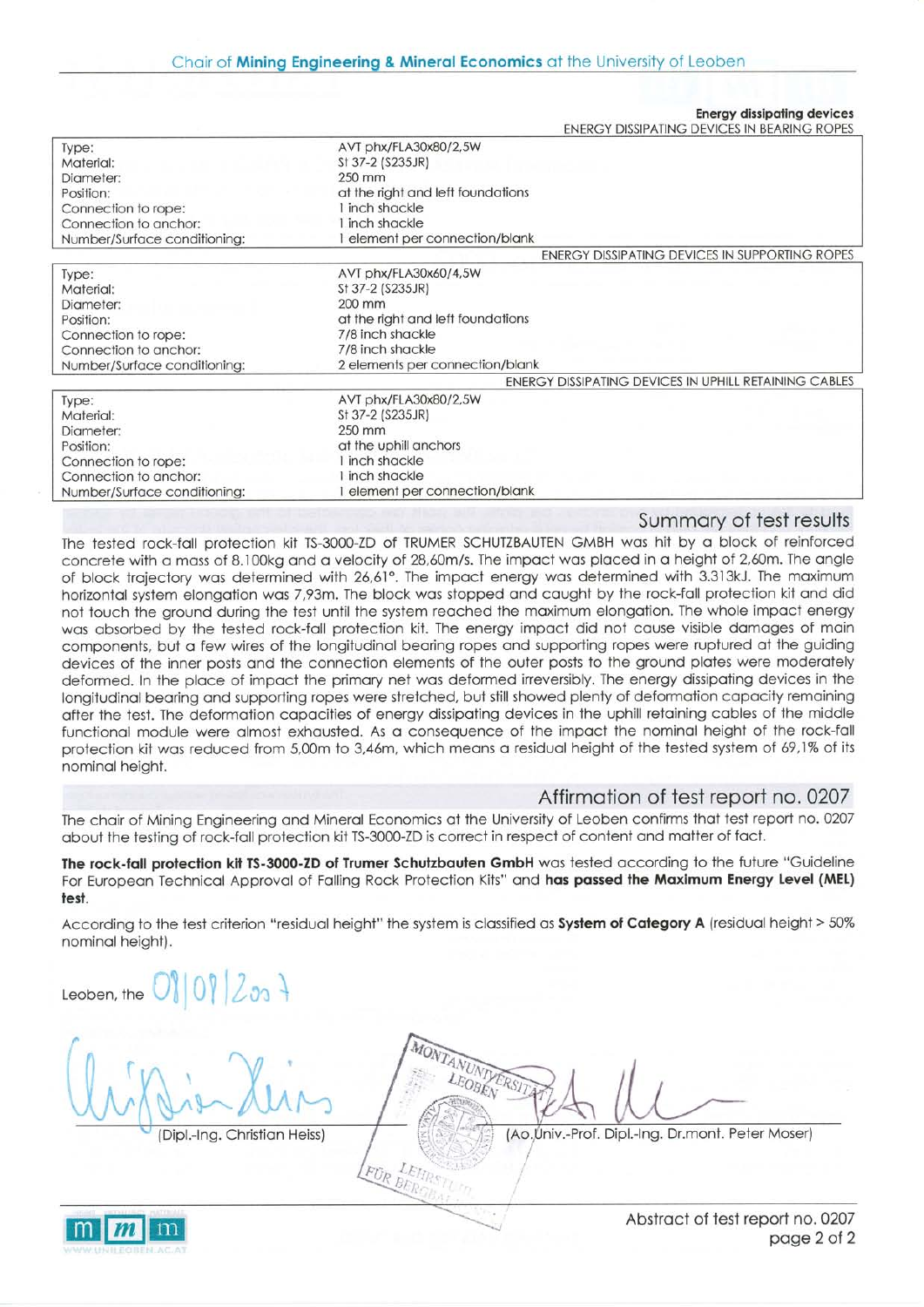**Energy dissipating devices**

ENERGY DISSIPATING DEVICES IN BEARING ROPES

| | |
|---|---|
| Type: | AVT phx/FLA30x80/2,5W |
| Material: | St 37-2 (S235JR) |
| Diameter: | 250 mm |
| Position: | at the right and left foundations |
| Connection to rope: | 1 inch shackle |
| Connection to anchor: | 1 inch shackle |
| Number/Surface conditioning: | 1 element per connection/blank |

ENERGY DISSIPATING DEVICES IN SUPPORTING ROPES

| | |
|---|---|
| Type: | AVT phx/FLA30x60/4,5W |
| Material: | St 37-2 (S235JR) |
| Diameter: | 200 mm |
| Position: | at the right and left foundations |
| Connection to rope: | 7/8 inch shackle |
| Connection to anchor: | 7/8 inch shackle |
| Number/Surface conditioning: | 2 elements per connection/blank |

ENERGY DISSIPATING DEVICES IN UPHILL RETAINING CABLES

| | |
|---|---|
| Type: | AVT phx/FLA30x80/2,5W |
| Material: | St 37-2 (S235JR) |
| Diameter: | 250 mm |
| Position: | at the uphill anchors |
| Connection to rope: | 1 inch shackle |
| Connection to anchor: | 1 inch shackle |
| Number/Surface conditioning: | 1 element per connection/blank |

## Summary of test results

The tested rock-fall protection kit TS-3000-ZD of TRUMER SCHUTZBAUTEN GMBH was hit by a block of reinforced concrete with a mass of 8.100kg and a velocity of 28,60m/s. The impact was placed in a height of 2,60m. The angle of block trajectory was determined with 26,61°. The impact energy was determined with 3.313kJ. The maximum horizontal system elongation was 7,93m. The block was stopped and caught by the rock-fall protection kit and did not touch the ground during the test until the system reached the maximum elongation. The whole impact energy was absorbed by the tested rock-fall protection kit. The energy impact did not cause visible damages of main components, but a few wires of the longitudinal bearing ropes and supporting ropes were ruptured at the guiding devices of the inner posts and the connection elements of the outer posts to the ground plates were moderately deformed. In the place of impact the primary net was deformed irreversibly. The energy dissipating devices in the longitudinal bearing and supporting ropes were stretched, but still showed plenty of deformation capacity remaining after the test. The deformation capacities of energy dissipating devices in the uphill retaining cables of the middle functional module were almost exhausted. As a consequence of the impact the nominal height of the rock-fall protection kit was reduced from 5,00m to 3,46m, which means a residual height of the tested system of 69,1% of its nominal height.

## Affirmation of test report no. 0207

The chair of Mining Engineering and Mineral Economics at the University of Leoben confirms that test report no. 0207 about the testing of rock-fall protection kit TS-3000-ZD is correct in respect of content and matter of fact.

**The rock-fall protection kit TS-3000-ZD of Trumer Schutzbauten GmbH** was tested according to the future "Guideline For European Technical Approval of Falling Rock Protection Kits" and **has passed the Maximum Energy Level (MEL) test**.

According to the test criterion "residual height" the system is classified as **System of Category A** (residual height > 50% nominal height).

Leoben, the 08/08/2007

(Dipl.-Ing. Christian Heiss)

(Ao.Univ.-Prof. Dipl.-Ing. Dr.mont. Peter Moser)

Abstract of test report no. 0207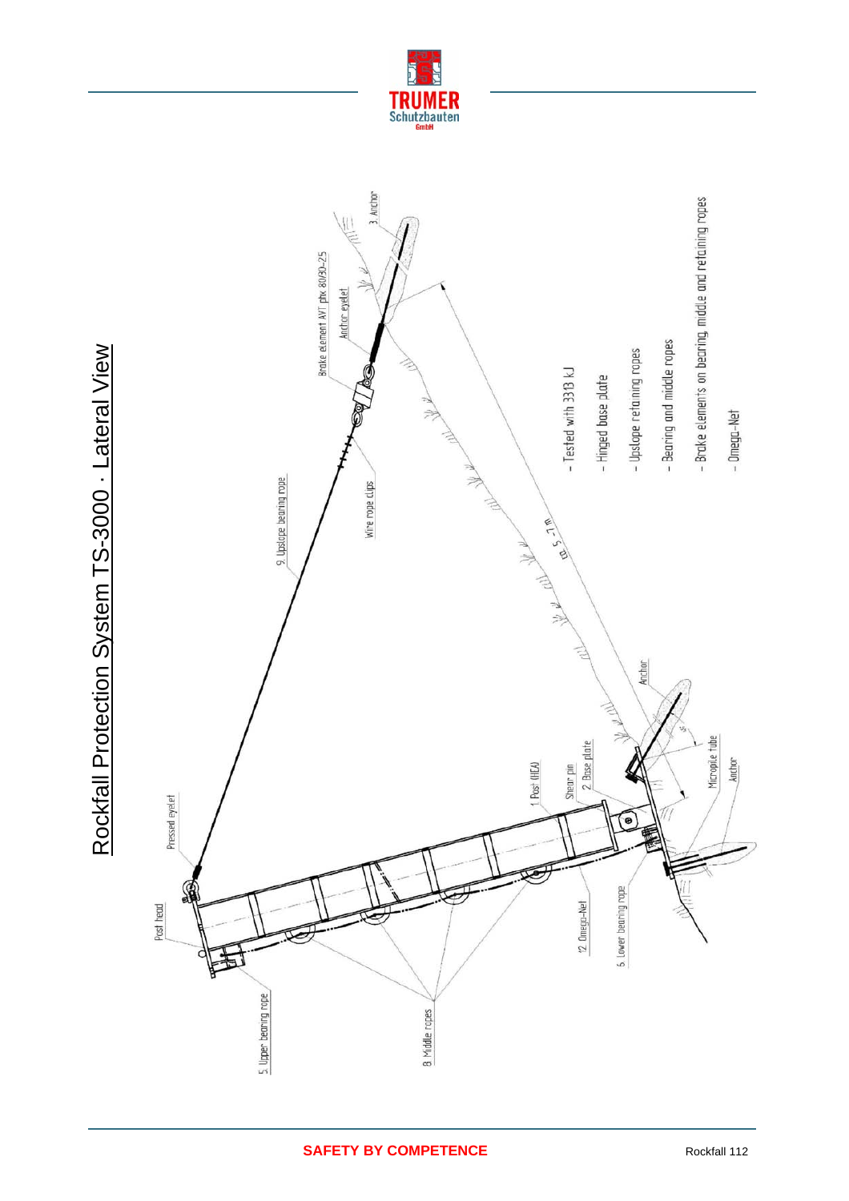# Rockfall Protection System TS-3000 · Lateral View

Post head

Pressed eyelet

9. Upslope bearing rope

Brake element AVT plx 80/30-2.5

Anchor eyelet

3. Anchor

Wire rope clips

ca. 5-7 m

Anchor

1. Post (HEA)

Shear pin

2. Base plate

Micropile tube

Anchor

12. Omega-Net

6. Lower bearing rope

5. Upper bearing rope

8. Middle ropes

- Tested with 3313 kJ
- Hinged base plate
- Upslope retaining ropes
- Bearing and middle ropes
- Brake elements on bearing, middle and retaining ropes
- Omega-Net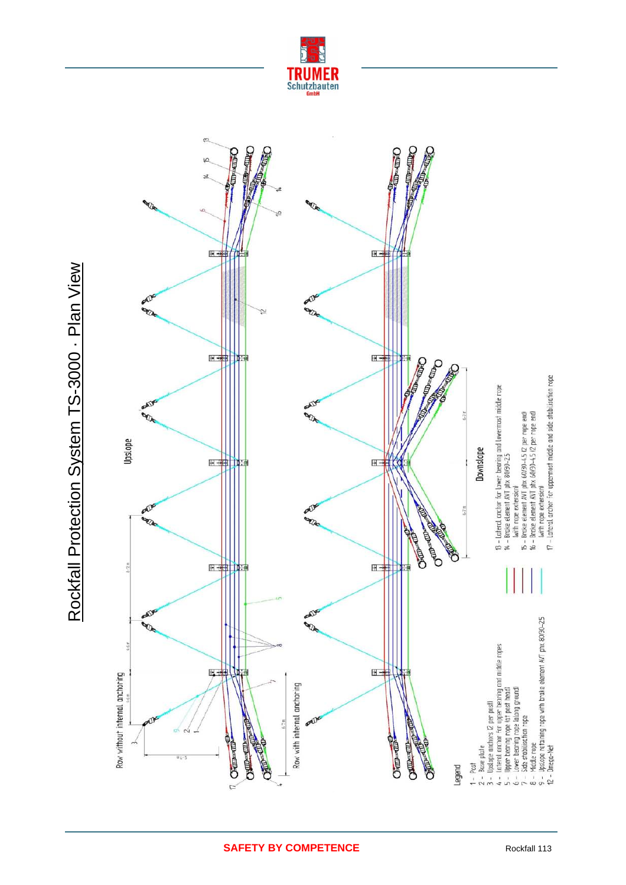# Rockfall Protection System TS-3000 · Plan View

Upslope

Row without internal anchoring

Row with internal anchoring

Downslope

Legend

1 – Post
2 – Base plate
3 – Upslope anchors (2 per post)
4 – Lateral anchor for upper bearing and middle ropes
5 – Upper bearing rope (at post head)
6 – Lower bearing rope (along ground)
7 – Side stabilisation rope
8 – Middle rope
9 – Upslope retaining rope with brake element AVT pfix 80/30-2.5
12 – Omega-Net
13 – Lateral anchor for lower bearing and lowermost middle rope
14 – Brake element AVT pfix 80/30-2.5 (with rope extension)
15 – Brake element AVT pfix 60/30-4.5 (2 per rope end)
16 – Brake element AVT pfix 60/30-4.5 (2 per rope end) (with rope extension)
17 – Lateral anchor for uppermost middle and side stabilisation rope

SAFETY BY COMPETENCE